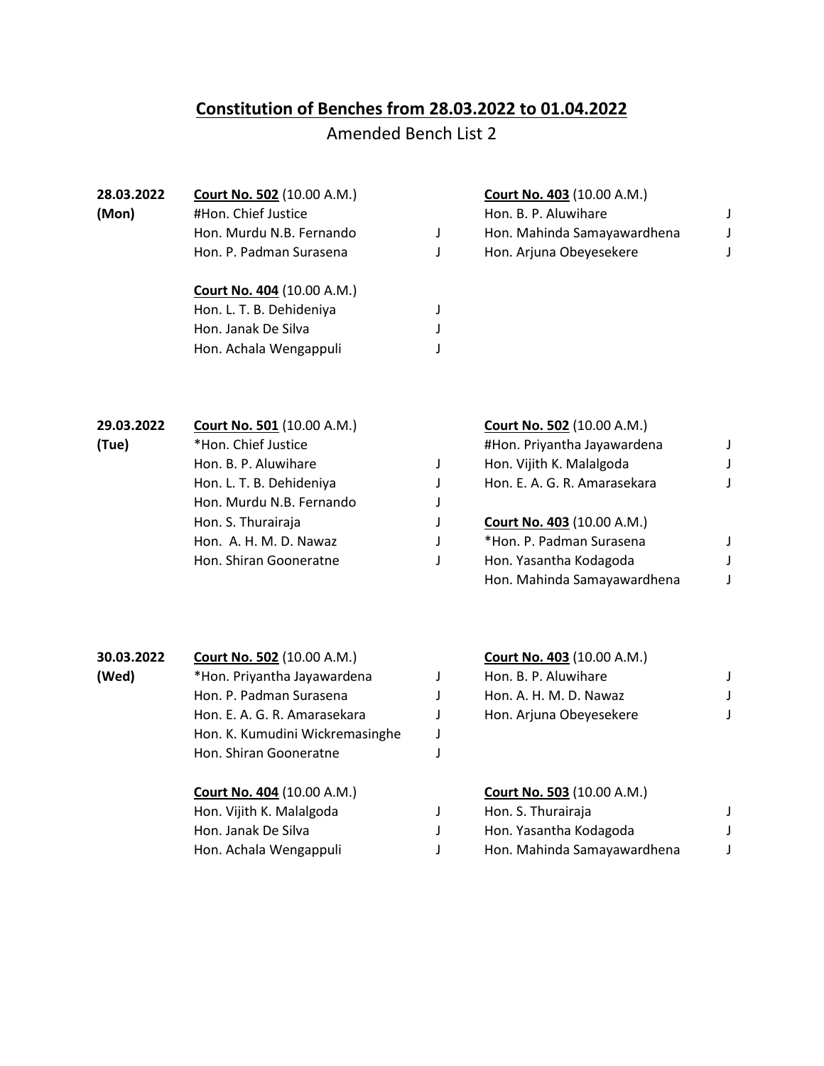# Constitution of Benches from 28.03.2022 to 01.04.2022

Amended Bench List 2

**28.03.2022 (Mon)**

**Court No. 502** (10.00 A.M.)

#Hon. Chief Justice
Hon. Murdu N.B. Fernando J
Hon. P. Padman Surasena J

**Court No. 403** (10.00 A.M.)

Hon. B. P. Aluwihare J
Hon. Mahinda Samayawardhena J
Hon. Arjuna Obeyesekere J

**Court No. 404** (10.00 A.M.)

Hon. L. T. B. Dehideniya J
Hon. Janak De Silva J
Hon. Achala Wengappuli J

**29.03.2022 (Tue)**

**Court No. 501** (10.00 A.M.)

*Hon. Chief Justice
Hon. B. P. Aluwihare J
Hon. L. T. B. Dehideniya J
Hon. Murdu N.B. Fernando J
Hon. S. Thurairaja J
Hon. A. H. M. D. Nawaz J
Hon. Shiran Gooneratne J

**Court No. 502** (10.00 A.M.)

#Hon. Priyantha Jayawardena J
Hon. Vijith K. Malalgoda J
Hon. E. A. G. R. Amarasekara J

**Court No. 403** (10.00 A.M.)

*Hon. P. Padman Surasena J
Hon. Yasantha Kodagoda J
Hon. Mahinda Samayawardhena J

**30.03.2022 (Wed)**

**Court No. 502** (10.00 A.M.)

*Hon. Priyantha Jayawardena J
Hon. P. Padman Surasena J
Hon. E. A. G. R. Amarasekara J
Hon. K. Kumudini Wickremasinghe J
Hon. Shiran Gooneratne J

**Court No. 403** (10.00 A.M.)

Hon. B. P. Aluwihare J
Hon. A. H. M. D. Nawaz J
Hon. Arjuna Obeyesekere J

**Court No. 404** (10.00 A.M.)

Hon. Vijith K. Malalgoda J
Hon. Janak De Silva J
Hon. Achala Wengappuli J

**Court No. 503** (10.00 A.M.)

Hon. S. Thurairaja J
Hon. Yasantha Kodagoda J
Hon. Mahinda Samayawardhena J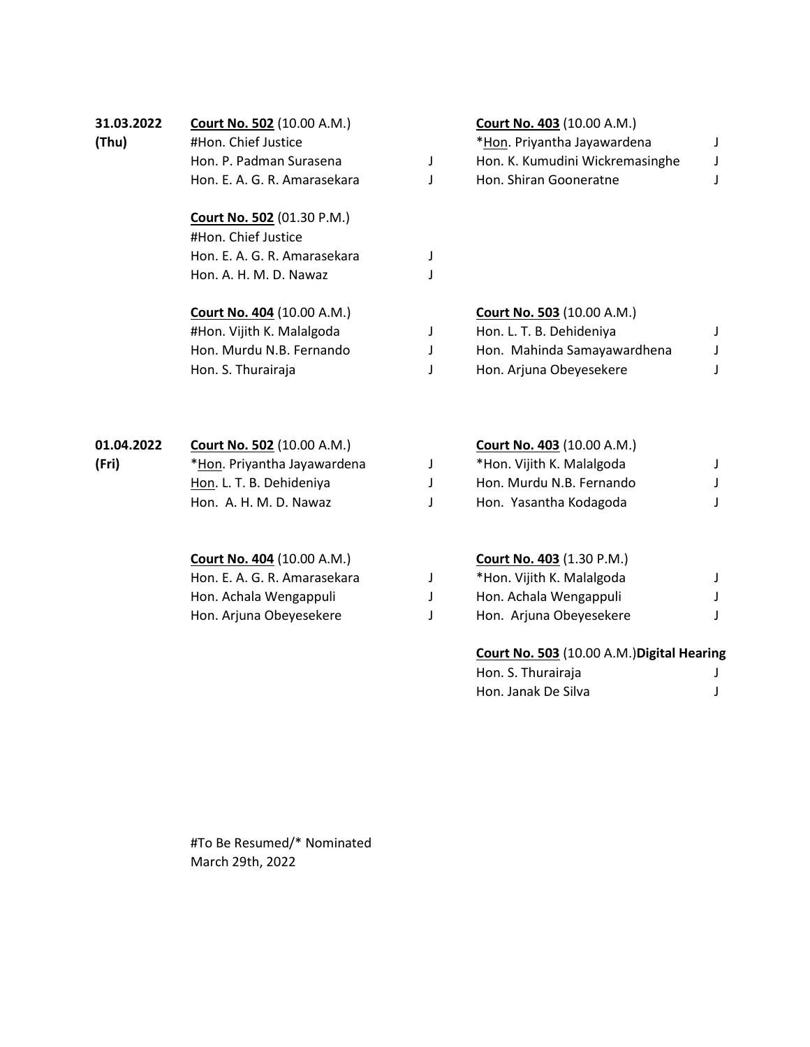**31.03.2022 (Thu)**

**Court No. 502** (10.00 A.M.)

#Hon. Chief Justice
Hon. P. Padman Surasena J
Hon. E. A. G. R. Amarasekara J

**Court No. 403** (10.00 A.M.)

*Hon. Priyantha Jayawardena J
Hon. K. Kumudini Wickremasinghe J
Hon. Shiran Gooneratne J

**Court No. 502** (01.30 P.M.)

#Hon. Chief Justice
Hon. E. A. G. R. Amarasekara J
Hon. A. H. M. D. Nawaz J

**Court No. 404** (10.00 A.M.)

#Hon. Vijith K. Malalgoda J
Hon. Murdu N.B. Fernando J
Hon. S. Thurairaja J

**Court No. 503** (10.00 A.M.)

Hon. L. T. B. Dehideniya J
Hon. Mahinda Samayawardhena J
Hon. Arjuna Obeyesekere J

**01.04.2022 (Fri)**

**Court No. 502** (10.00 A.M.)

*Hon. Priyantha Jayawardena J
Hon. L. T. B. Dehideniya J
Hon. A. H. M. D. Nawaz J

**Court No. 403** (10.00 A.M.)

*Hon. Vijith K. Malalgoda J
Hon. Murdu N.B. Fernando J
Hon. Yasantha Kodagoda J

**Court No. 404** (10.00 A.M.)

Hon. E. A. G. R. Amarasekara J
Hon. Achala Wengappuli J
Hon. Arjuna Obeyesekere J

**Court No. 403** (1.30 P.M.)

*Hon. Vijith K. Malalgoda J
Hon. Achala Wengappuli J
Hon. Arjuna Obeyesekere J

**Court No. 503** (10.00 A.M.)**Digital Hearing**

Hon. S. Thurairaja J
Hon. Janak De Silva J

#To Be Resumed/* Nominated
March 29th, 2022